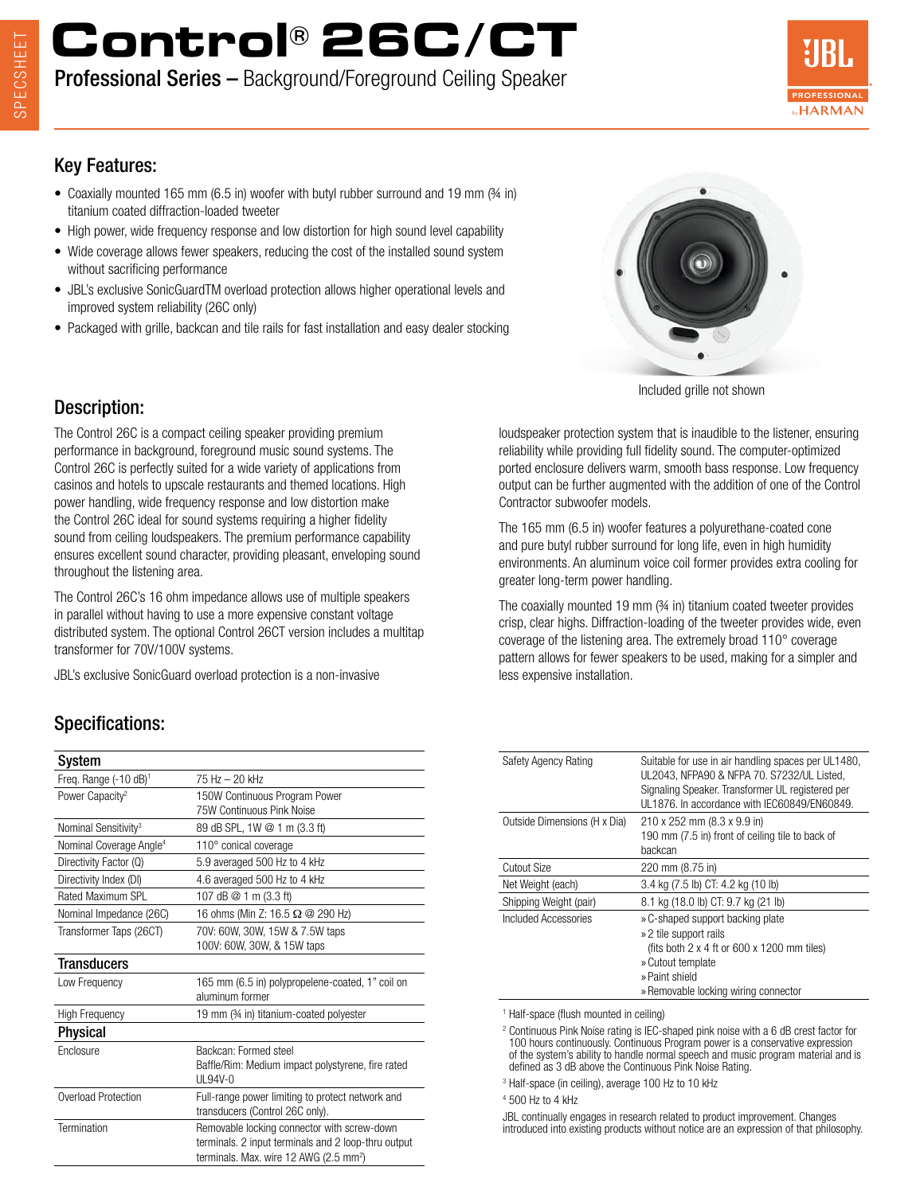# Control® 26C/CT

**Professional Series –** Background/Foreground Ceiling Speaker

## Key Features:

- Coaxially mounted 165 mm (6.5 in) woofer with butyl rubber surround and 19 mm (¾ in) titanium coated diffraction-loaded tweeter
- High power, wide frequency response and low distortion for high sound level capability
- Wide coverage allows fewer speakers, reducing the cost of the installed sound system without sacrificing performance
- JBL's exclusive SonicGuardTM overload protection allows higher operational levels and improved system reliability (26C only)
- Packaged with grille, backcan and tile rails for fast installation and easy dealer stocking

Included grille not shown

## Description:

The Control 26C is a compact ceiling speaker providing premium performance in background, foreground music sound systems. The Control 26C is perfectly suited for a wide variety of applications from casinos and hotels to upscale restaurants and themed locations. High power handling, wide frequency response and low distortion make the Control 26C ideal for sound systems requiring a higher fidelity sound from ceiling loudspeakers. The premium performance capability ensures excellent sound character, providing pleasant, enveloping sound throughout the listening area.

The Control 26C's 16 ohm impedance allows use of multiple speakers in parallel without having to use a more expensive constant voltage distributed system. The optional Control 26CT version includes a multitap transformer for 70V/100V systems.

JBL's exclusive SonicGuard overload protection is a non-invasive loudspeaker protection system that is inaudible to the listener, ensuring reliability while providing full fidelity sound. The computer-optimized ported enclosure delivers warm, smooth bass response. Low frequency output can be further augmented with the addition of one of the Control Contractor subwoofer models.

The 165 mm (6.5 in) woofer features a polyurethane-coated cone and pure butyl rubber surround for long life, even in high humidity environments. An aluminum voice coil former provides extra cooling for greater long-term power handling.

The coaxially mounted 19 mm (¾ in) titanium coated tweeter provides crisp, clear highs. Diffraction-loading of the tweeter provides wide, even coverage of the listening area. The extremely broad 110° coverage pattern allows for fewer speakers to be used, making for a simpler and less expensive installation.

## Specifications:

| **System** | |
|---|---|
| Freq. Range (-10 dB)[1] | 75 Hz – 20 kHz |
| Power Capacity[2] | 150W Continuous Program Power<br>75W Continuous Pink Noise |
| Nominal Sensitivity[3] | 89 dB SPL, 1W @ 1 m (3.3 ft) |
| Nominal Coverage Angle[4] | 110° conical coverage |
| Directivity Factor (Q) | 5.9 averaged 500 Hz to 4 kHz |
| Directivity Index (DI) | 4.6 averaged 500 Hz to 4 kHz |
| Rated Maximum SPL | 107 dB @ 1 m (3.3 ft) |
| Nominal Impedance (26C) | 16 ohms (Min Z: 16.5 Ω @ 290 Hz) |
| Transformer Taps (26CT) | 70V: 60W, 30W, 15W & 7.5W taps<br>100V: 60W, 30W, & 15W taps |
| **Transducers** | |
| Low Frequency | 165 mm (6.5 in) polypropelene-coated, 1" coil on aluminum former |
| High Frequency | 19 mm (¾ in) titanium-coated polyester |
| **Physical** | |
| Enclosure | Backcan: Formed steel<br>Baffle/Rim: Medium impact polystyrene, fire rated UL94V-0 |
| Overload Protection | Full-range power limiting to protect network and transducers (Control 26C only). |
| Termination | Removable locking connector with screw-down terminals. 2 input terminals and 2 loop-thru output terminals. Max. wire 12 AWG (2.5 mm²) |

| | |
|---|---|
| Safety Agency Rating | Suitable for use in air handling spaces per UL1480, UL2043, NFPA90 & NFPA 70. S7232/UL Listed, Signaling Speaker. Transformer UL registered per UL1876. In accordance with IEC60849/EN60849. |
| Outside Dimensions (H x Dia) | 210 x 252 mm (8.3 x 9.9 in)<br>190 mm (7.5 in) front of ceiling tile to back of backcan |
| Cutout Size | 220 mm (8.75 in) |
| Net Weight (each) | 3.4 kg (7.5 lb) CT: 4.2 kg (10 lb) |
| Shipping Weight (pair) | 8.1 kg (18.0 lb) CT: 9.7 kg (21 lb) |
| Included Accessories | » C-shaped support backing plate<br>» 2 tile support rails<br>(fits both 2 x 4 ft or 600 x 1200 mm tiles)<br>» Cutout template<br>» Paint shield<br>» Removable locking wiring connector |

[1] Half-space (flush mounted in ceiling)

[2] Continuous Pink Noise rating is IEC-shaped pink noise with a 6 dB crest factor for 100 hours continuously. Continuous Program power is a conservative expression of the system's ability to handle normal speech and music program material and is defined as 3 dB above the Continuous Pink Noise Rating.

[3] Half-space (in ceiling), average 100 Hz to 10 kHz

[4] 500 Hz to 4 kHz

JBL continually engages in research related to product improvement. Changes introduced into existing products without notice are an expression of that philosophy.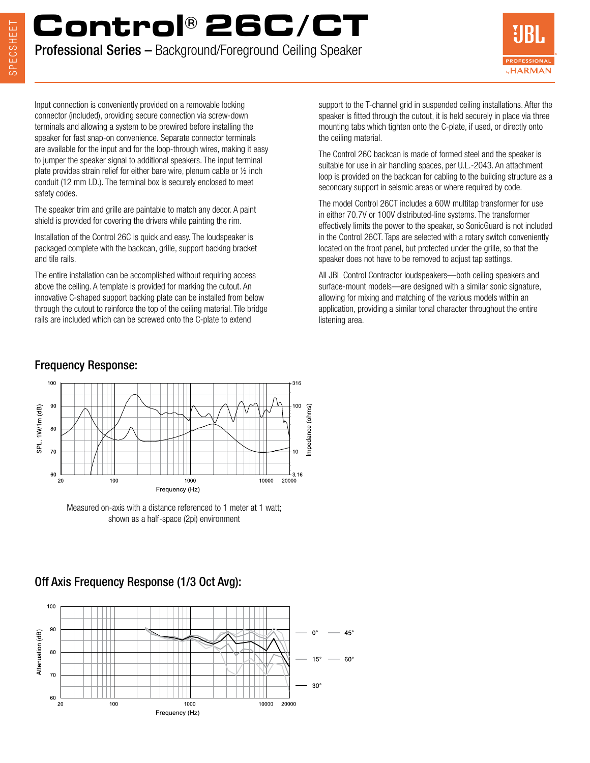# Control® 26C/CT

**Professional Series –** Background/Foreground Ceiling Speaker

Input connection is conveniently provided on a removable locking connector (included), providing secure connection via screw-down terminals and allowing a system to be prewired before installing the speaker for fast snap-on convenience. Separate connector terminals are available for the input and for the loop-through wires, making it easy to jumper the speaker signal to additional speakers. The input terminal plate provides strain relief for either bare wire, plenum cable or ½ inch conduit (12 mm I.D.). The terminal box is securely enclosed to meet safety codes.

The speaker trim and grille are paintable to match any decor. A paint shield is provided for covering the drivers while painting the rim.

Installation of the Control 26C is quick and easy. The loudspeaker is packaged complete with the backcan, grille, support backing bracket and tile rails.

The entire installation can be accomplished without requiring access above the ceiling. A template is provided for marking the cutout. An innovative C-shaped support backing plate can be installed from below through the cutout to reinforce the top of the ceiling material. Tile bridge rails are included which can be screwed onto the C-plate to extend support to the T-channel grid in suspended ceiling installations. After the speaker is fitted through the cutout, it is held securely in place via three mounting tabs which tighten onto the C-plate, if used, or directly onto the ceiling material.

The Control 26C backcan is made of formed steel and the speaker is suitable for use in air handling spaces, per U.L.-2043. An attachment loop is provided on the backcan for cabling to the building structure as a secondary support in seismic areas or where required by code.

The model Control 26CT includes a 60W multitap transformer for use in either 70.7V or 100V distributed-line systems. The transformer effectively limits the power to the speaker, so SonicGuard is not included in the Control 26CT. Taps are selected with a rotary switch conveniently located on the front panel, but protected under the grille, so that the speaker does not have to be removed to adjust tap settings.

All JBL Control Contractor loudspeakers—both ceiling speakers and surface-mount models—are designed with a similar sonic signature, allowing for mixing and matching of the various models within an application, providing a similar tonal character throughout the entire listening area.

## Frequency Response:

Measured on-axis with a distance referenced to 1 meter at 1 watt; shown as a half-space (2pi) environment

## Off Axis Frequency Response (1/3 Oct Avg):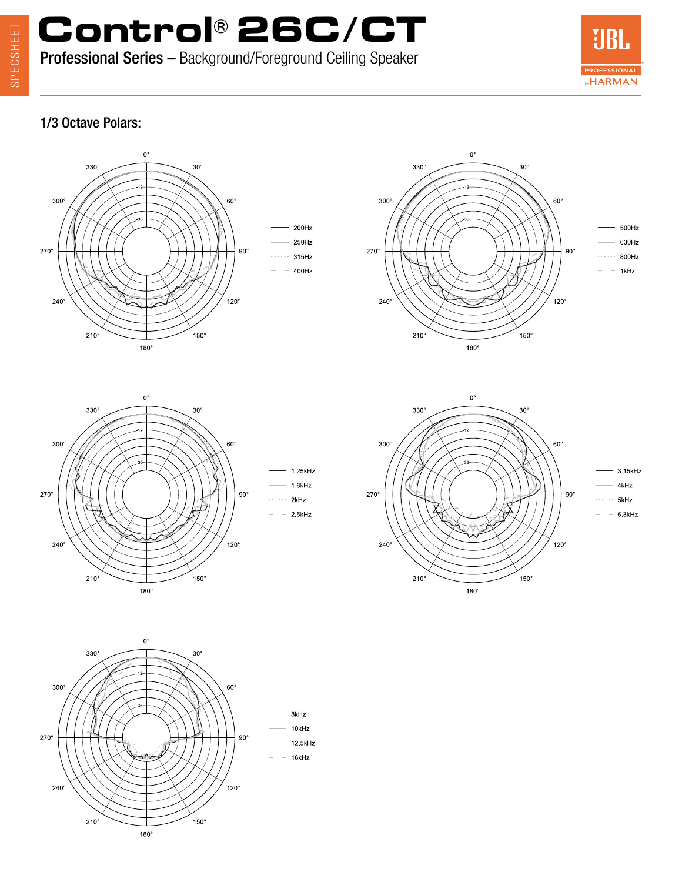# Control® 26C/CT

**Professional Series –** Background/Foreground Ceiling Speaker

## 1/3 Octave Polars:

- 200Hz
- 250Hz
- 315Hz
- 400Hz

- 500Hz
- 630Hz
- 800Hz
- 1kHz

- 1.25kHz
- 1.6kHz
- 2kHz
- 2.5kHz

- 3.15kHz
- 4kHz
- 5kHz
- 6.3kHz

- 8kHz
- 10kHz
- 12.5kHz
- 16kHz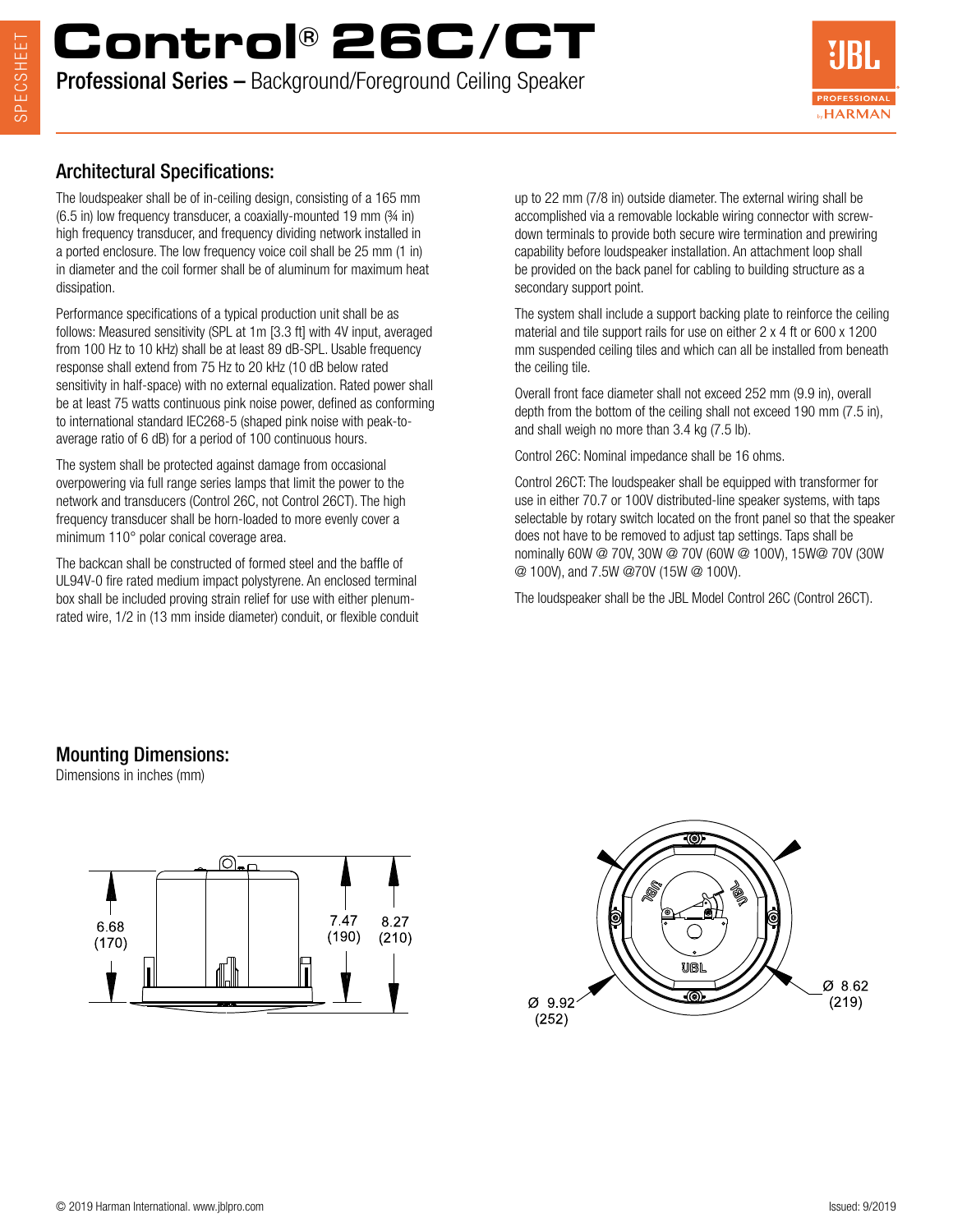# Control® 26C/CT

**Professional Series –** Background/Foreground Ceiling Speaker

## Architectural Specifications:

The loudspeaker shall be of in-ceiling design, consisting of a 165 mm (6.5 in) low frequency transducer, a coaxially-mounted 19 mm (¾ in) high frequency transducer, and frequency dividing network installed in a ported enclosure. The low frequency voice coil shall be 25 mm (1 in) in diameter and the coil former shall be of aluminum for maximum heat dissipation.

Performance specifications of a typical production unit shall be as follows: Measured sensitivity (SPL at 1m [3.3 ft] with 4V input, averaged from 100 Hz to 10 kHz) shall be at least 89 dB-SPL. Usable frequency response shall extend from 75 Hz to 20 kHz (10 dB below rated sensitivity in half-space) with no external equalization. Rated power shall be at least 75 watts continuous pink noise power, defined as conforming to international standard IEC268-5 (shaped pink noise with peak-to-average ratio of 6 dB) for a period of 100 continuous hours.

The system shall be protected against damage from occasional overpowering via full range series lamps that limit the power to the network and transducers (Control 26C, not Control 26CT). The high frequency transducer shall be horn-loaded to more evenly cover a minimum 110° polar conical coverage area.

The backcan shall be constructed of formed steel and the baffle of UL94V-0 fire rated medium impact polystyrene. An enclosed terminal box shall be included proving strain relief for use with either plenum-rated wire, 1/2 in (13 mm inside diameter) conduit, or flexible conduit up to 22 mm (7/8 in) outside diameter. The external wiring shall be accomplished via a removable lockable wiring connector with screw-down terminals to provide both secure wire termination and prewiring capability before loudspeaker installation. An attachment loop shall be provided on the back panel for cabling to building structure as a secondary support point.

The system shall include a support backing plate to reinforce the ceiling material and tile support rails for use on either 2 x 4 ft or 600 x 1200 mm suspended ceiling tiles and which can all be installed from beneath the ceiling tile.

Overall front face diameter shall not exceed 252 mm (9.9 in), overall depth from the bottom of the ceiling shall not exceed 190 mm (7.5 in), and shall weigh no more than 3.4 kg (7.5 lb).

Control 26C: Nominal impedance shall be 16 ohms.

Control 26CT: The loudspeaker shall be equipped with transformer for use in either 70.7 or 100V distributed-line speaker systems, with taps selectable by rotary switch located on the front panel so that the speaker does not have to be removed to adjust tap settings. Taps shall be nominally 60W @ 70V, 30W @ 70V (60W @ 100V), 15W@ 70V (30W @ 100V), and 7.5W @70V (15W @ 100V).

The loudspeaker shall be the JBL Model Control 26C (Control 26CT).

## Mounting Dimensions:

Dimensions in inches (mm)

6.68
(170)

7.47
(190)

8.27
(210)

Ø 9.92
(252)

Ø 8.62
(219)

© 2019 Harman International. www.jblpro.com

Issued: 9/2019